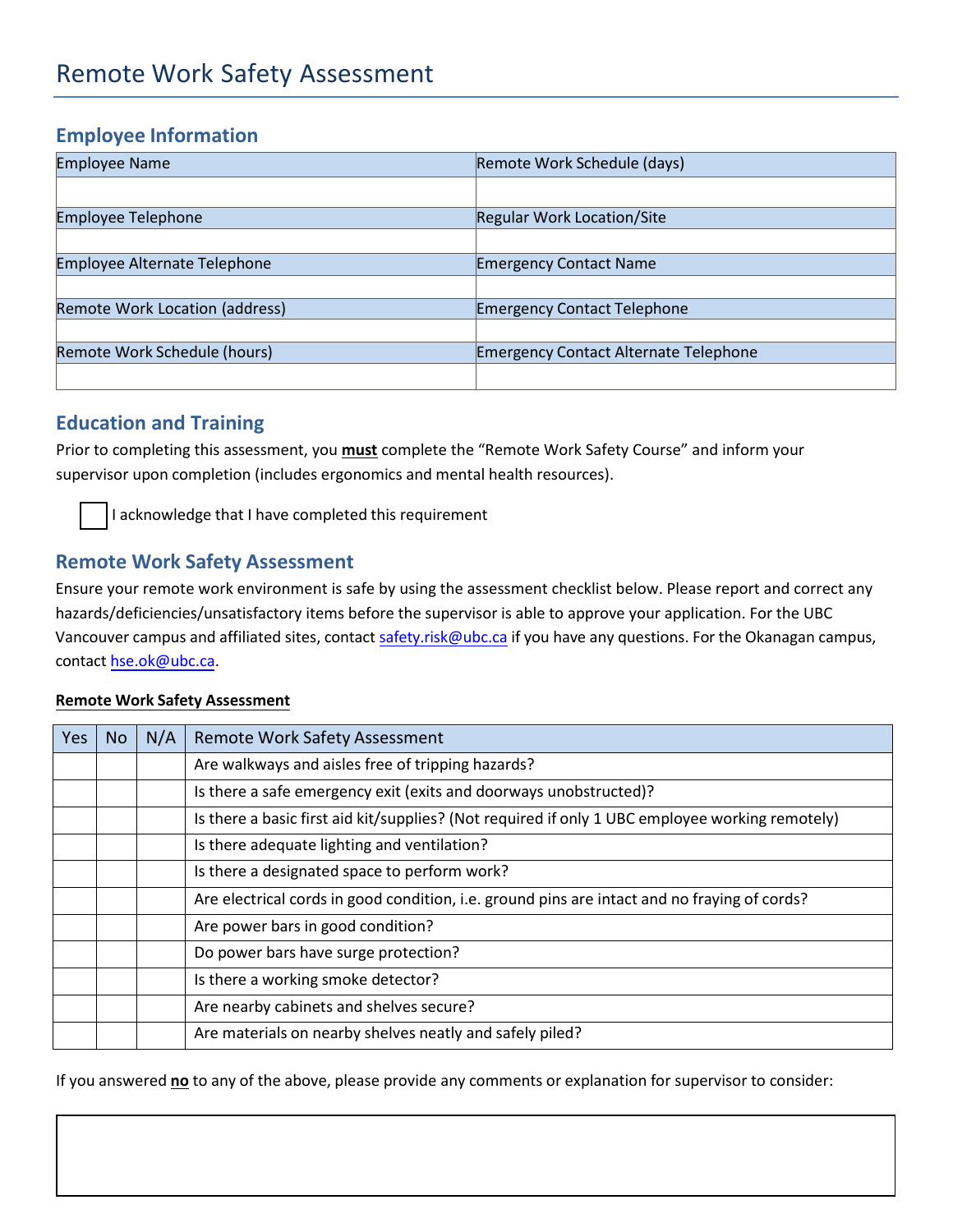# Remote Work Safety Assessment

## Employee Information

| Employee Name | Remote Work Schedule (days) |
|---|---|
| | |
| **Employee Telephone** | **Regular Work Location/Site** |
| | |
| **Employee Alternate Telephone** | **Emergency Contact Name** |
| | |
| **Remote Work Location (address)** | **Emergency Contact Telephone** |
| | |
| **Remote Work Schedule (hours)** | **Emergency Contact Alternate Telephone** |
| | |

## Education and Training

Prior to completing this assessment, you **must** complete the "Remote Work Safety Course" and inform your supervisor upon completion (includes ergonomics and mental health resources).

☐ I acknowledge that I have completed this requirement

## Remote Work Safety Assessment

Ensure your remote work environment is safe by using the assessment checklist below. Please report and correct any hazards/deficiencies/unsatisfactory items before the supervisor is able to approve your application. For the UBC Vancouver campus and affiliated sites, contact safety.risk@ubc.ca if you have any questions. For the Okanagan campus, contact hse.ok@ubc.ca.

**Remote Work Safety Assessment**

| Yes | No | N/A | Remote Work Safety Assessment |
|---|---|---|---|
| | | | Are walkways and aisles free of tripping hazards? |
| | | | Is there a safe emergency exit (exits and doorways unobstructed)? |
| | | | Is there a basic first aid kit/supplies? (Not required if only 1 UBC employee working remotely) |
| | | | Is there adequate lighting and ventilation? |
| | | | Is there a designated space to perform work? |
| | | | Are electrical cords in good condition, i.e. ground pins are intact and no fraying of cords? |
| | | | Are power bars in good condition? |
| | | | Do power bars have surge protection? |
| | | | Is there a working smoke detector? |
| | | | Are nearby cabinets and shelves secure? |
| | | | Are materials on nearby shelves neatly and safely piled? |

If you answered **no** to any of the above, please provide any comments or explanation for supervisor to consider: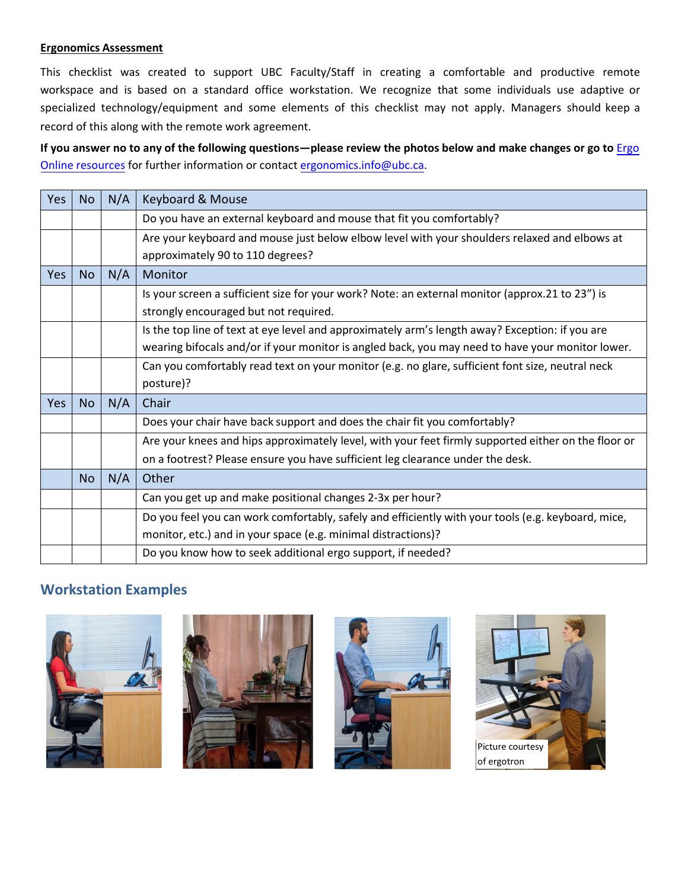**Ergonomics Assessment**

This checklist was created to support UBC Faculty/Staff in creating a comfortable and productive remote workspace and is based on a standard office workstation. We recognize that some individuals use adaptive or specialized technology/equipment and some elements of this checklist may not apply. Managers should keep a record of this along with the remote work agreement.

**If you answer no to any of the following questions—please review the photos below and make changes or go to** [Ergo Online resources]() for further information or contact [ergonomics.info@ubc.ca]().

| Yes | No | N/A | Keyboard & Mouse |
|---|---|---|---|
| | | | Do you have an external keyboard and mouse that fit you comfortably? |
| | | | Are your keyboard and mouse just below elbow level with your shoulders relaxed and elbows at approximately 90 to 110 degrees? |
| Yes | No | N/A | Monitor |
| | | | Is your screen a sufficient size for your work? Note: an external monitor (approx.21 to 23") is strongly encouraged but not required. |
| | | | Is the top line of text at eye level and approximately arm's length away? Exception: if you are wearing bifocals and/or if your monitor is angled back, you may need to have your monitor lower. |
| | | | Can you comfortably read text on your monitor (e.g. no glare, sufficient font size, neutral neck posture)? |
| Yes | No | N/A | Chair |
| | | | Does your chair have back support and does the chair fit you comfortably? |
| | | | Are your knees and hips approximately level, with your feet firmly supported either on the floor or on a footrest? Please ensure you have sufficient leg clearance under the desk. |
| | No | N/A | Other |
| | | | Can you get up and make positional changes 2-3x per hour? |
| | | | Do you feel you can work comfortably, safely and efficiently with your tools (e.g. keyboard, mice, monitor, etc.) and in your space (e.g. minimal distractions)? |
| | | | Do you know how to seek additional ergo support, if needed? |

## Workstation Examples

Picture courtesy of ergotron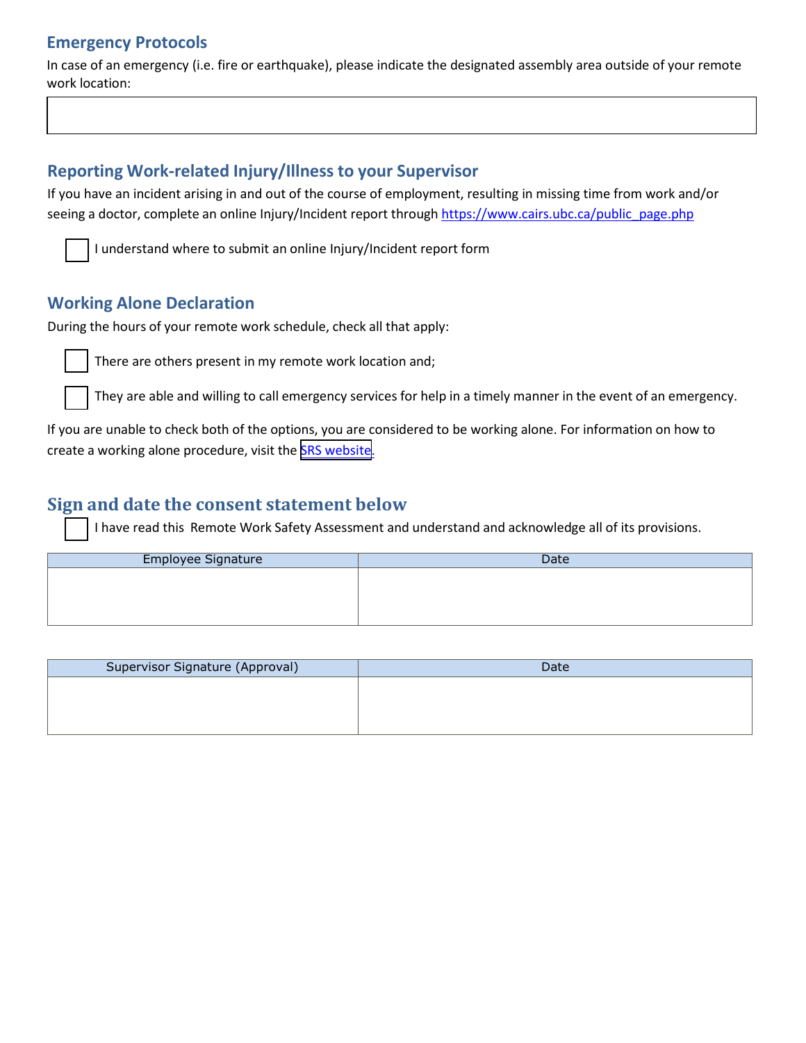## Emergency Protocols

In case of an emergency (i.e. fire or earthquake), please indicate the designated assembly area outside of your remote work location:

| |
|---|
| |

## Reporting Work-related Injury/Illness to your Supervisor

If you have an incident arising in and out of the course of employment, resulting in missing time from work and/or seeing a doctor, complete an online Injury/Incident report through https://www.cairs.ubc.ca/public_page.php

☐ I understand where to submit an online Injury/Incident report form

## Working Alone Declaration

During the hours of your remote work schedule, check all that apply:

☐ There are others present in my remote work location and;

☐ They are able and willing to call emergency services for help in a timely manner in the event of an emergency.

If you are unable to check both of the options, you are considered to be working alone. For information on how to create a working alone procedure, visit the SRS website.

## Sign and date the consent statement below

☐ I have read this Remote Work Safety Assessment and understand and acknowledge all of its provisions.

| Employee Signature | Date |
|---|---|
| | |

| Supervisor Signature (Approval) | Date |
|---|---|
| | |